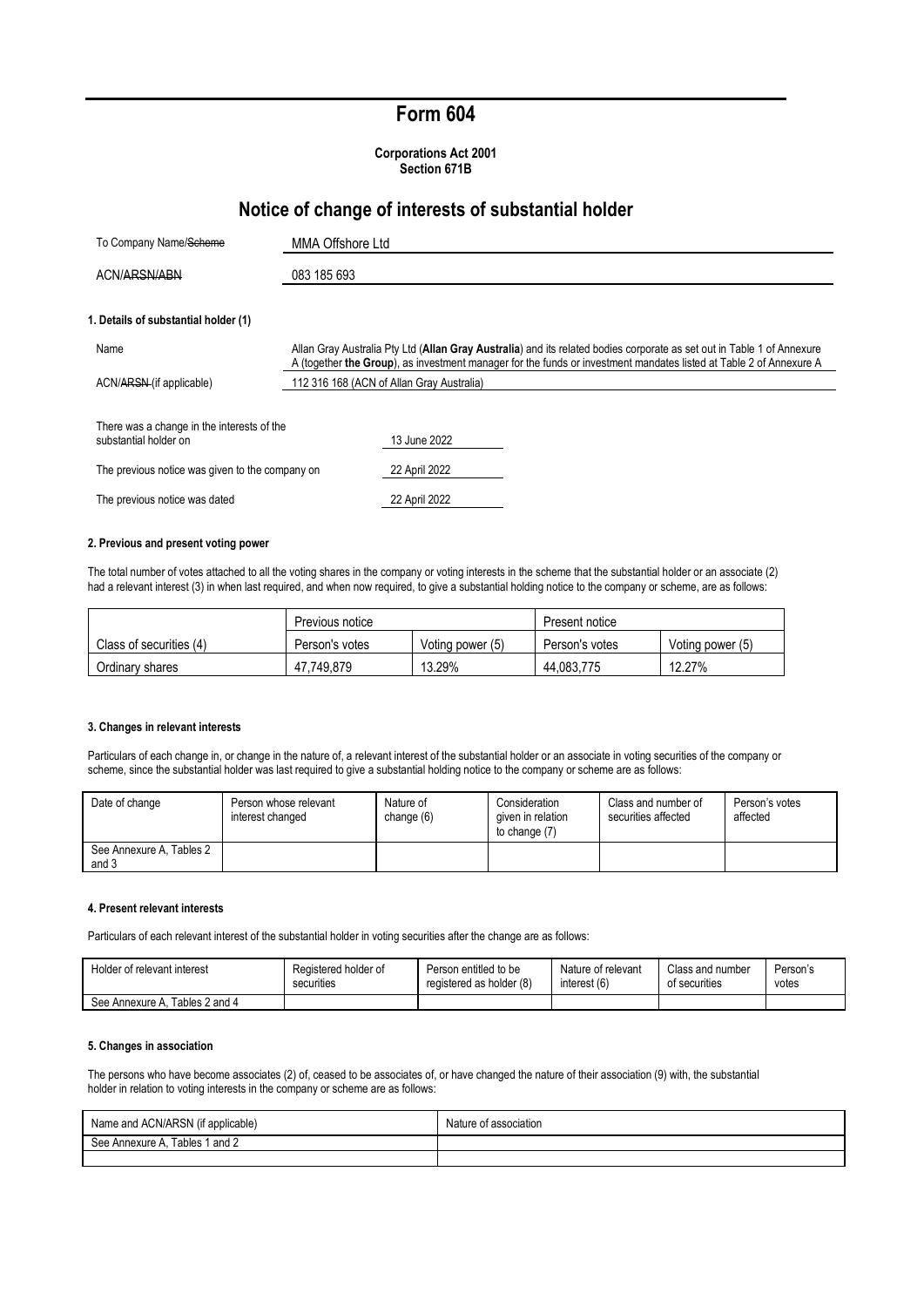# Form 604

**Corporations Act 2001**
**Section 671B**

## Notice of change of interests of substantial holder

| | |
|---|---|
| To Company Name/~~Scheme~~ | MMA Offshore Ltd |
| ACN/~~ARSN/ABN~~ | 083 185 693 |

### 1. Details of substantial holder (1)

| | |
|---|---|
| Name | Allan Gray Australia Pty Ltd (**Allan Gray Australia**) and its related bodies corporate as set out in Table 1 of Annexure A (together **the Group**), as investment manager for the funds or investment mandates listed at Table 2 of Annexure A |
| ACN/~~ARSN~~ (if applicable) | 112 316 168 (ACN of Allan Gray Australia) |

| | |
|---|---|
| There was a change in the interests of the substantial holder on | 13 June 2022 |
| The previous notice was given to the company on | 22 April 2022 |
| The previous notice was dated | 22 April 2022 |

### 2. Previous and present voting power

The total number of votes attached to all the voting shares in the company or voting interests in the scheme that the substantial holder or an associate (2) had a relevant interest (3) in when last required, and when now required, to give a substantial holding notice to the company or scheme, are as follows:

| | Previous notice | | Present notice | |
|---|---|---|---|---|
| Class of securities (4) | Person's votes | Voting power (5) | Person's votes | Voting power (5) |
| Ordinary shares | 47,749,879 | 13.29% | 44,083,775 | 12.27% |

### 3. Changes in relevant interests

Particulars of each change in, or change in the nature of, a relevant interest of the substantial holder or an associate in voting securities of the company or scheme, since the substantial holder was last required to give a substantial holding notice to the company or scheme are as follows:

| Date of change | Person whose relevant interest changed | Nature of change (6) | Consideration given in relation to change (7) | Class and number of securities affected | Person's votes affected |
|---|---|---|---|---|---|
| See Annexure A, Tables 2 and 3 | | | | | |

### 4. Present relevant interests

Particulars of each relevant interest of the substantial holder in voting securities after the change are as follows:

| Holder of relevant interest | Registered holder of securities | Person entitled to be registered as holder (8) | Nature of relevant interest (6) | Class and number of securities | Person's votes |
|---|---|---|---|---|---|
| See Annexure A, Tables 2 and 4 | | | | | |

### 5. Changes in association

The persons who have become associates (2) of, ceased to be associates of, or have changed the nature of their association (9) with, the substantial holder in relation to voting interests in the company or scheme are as follows:

| Name and ACN/ARSN (if applicable) | Nature of association |
|---|---|
| See Annexure A, Tables 1 and 2 | |
| | |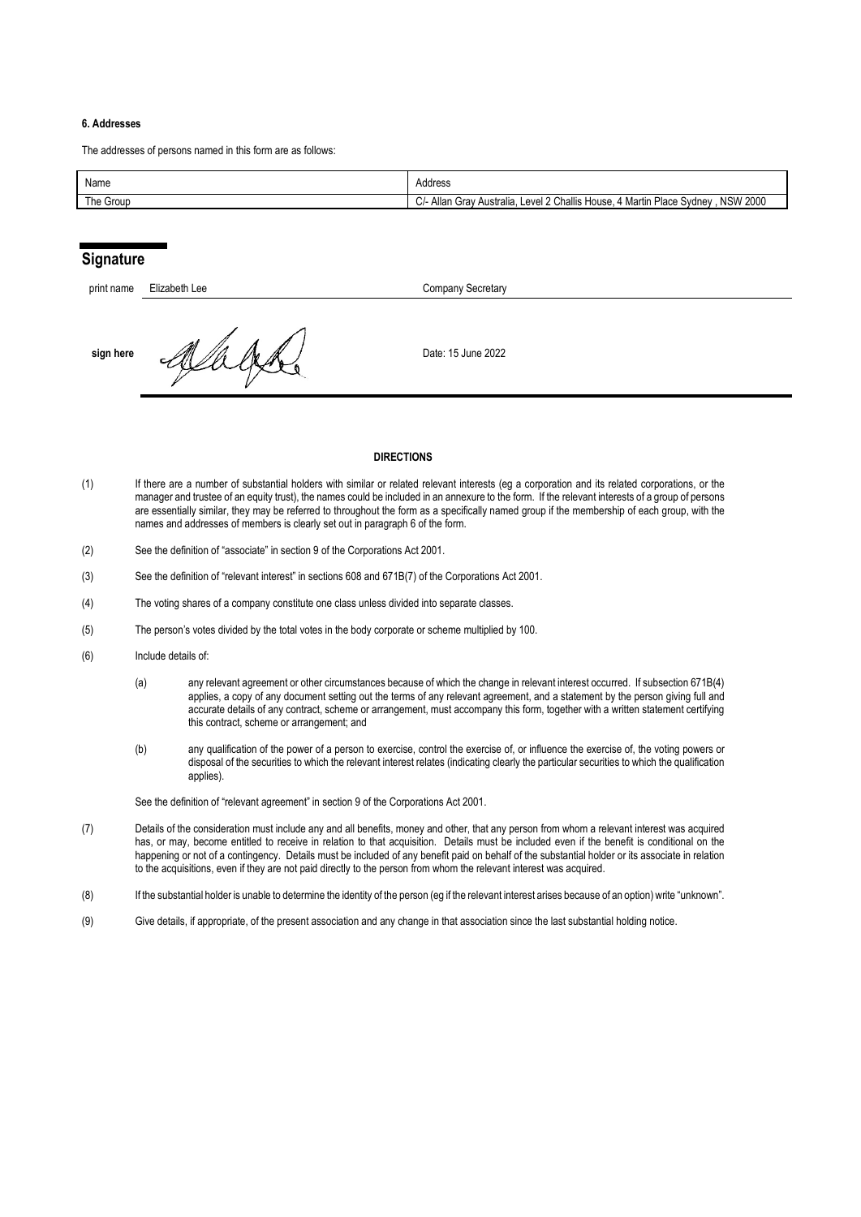**6. Addresses**

The addresses of persons named in this form are as follows:

| Name | Address |
| --- | --- |
| The Group | C/- Allan Gray Australia, Level 2 Challis House, 4 Martin Place Sydney , NSW 2000 |

## Signature

| | | |
| --- | --- | --- |
| print name | Elizabeth Lee | Company Secretary |
| **sign here** | | Date: 15 June 2022 |

**DIRECTIONS**

(1) If there are a number of substantial holders with similar or related relevant interests (eg a corporation and its related corporations, or the manager and trustee of an equity trust), the names could be included in an annexure to the form. If the relevant interests of a group of persons are essentially similar, they may be referred to throughout the form as a specifically named group if the membership of each group, with the names and addresses of members is clearly set out in paragraph 6 of the form.

(2) See the definition of "associate" in section 9 of the Corporations Act 2001.

(3) See the definition of "relevant interest" in sections 608 and 671B(7) of the Corporations Act 2001.

(4) The voting shares of a company constitute one class unless divided into separate classes.

(5) The person's votes divided by the total votes in the body corporate or scheme multiplied by 100.

(6) Include details of:

(a) any relevant agreement or other circumstances because of which the change in relevant interest occurred. If subsection 671B(4) applies, a copy of any document setting out the terms of any relevant agreement, and a statement by the person giving full and accurate details of any contract, scheme or arrangement, must accompany this form, together with a written statement certifying this contract, scheme or arrangement; and

(b) any qualification of the power of a person to exercise, control the exercise of, or influence the exercise of, the voting powers or disposal of the securities to which the relevant interest relates (indicating clearly the particular securities to which the qualification applies).

See the definition of "relevant agreement" in section 9 of the Corporations Act 2001.

(7) Details of the consideration must include any and all benefits, money and other, that any person from whom a relevant interest was acquired has, or may, become entitled to receive in relation to that acquisition. Details must be included even if the benefit is conditional on the happening or not of a contingency. Details must be included of any benefit paid on behalf of the substantial holder or its associate in relation to the acquisitions, even if they are not paid directly to the person from whom the relevant interest was acquired.

(8) If the substantial holder is unable to determine the identity of the person (eg if the relevant interest arises because of an option) write "unknown".

(9) Give details, if appropriate, of the present association and any change in that association since the last substantial holding notice.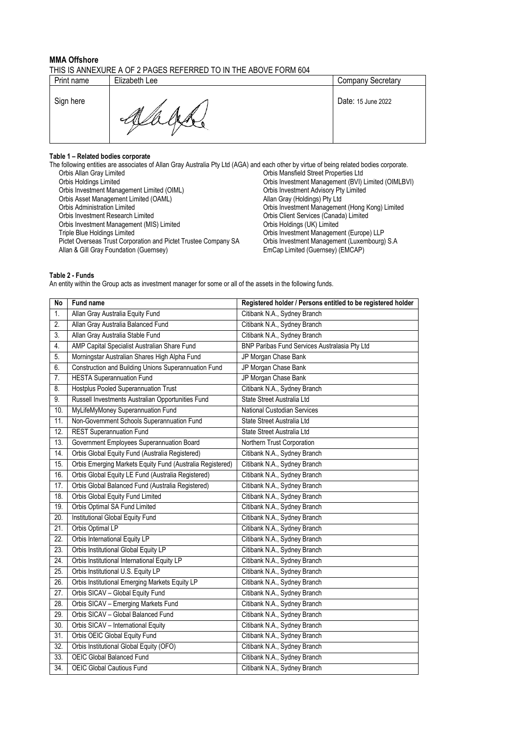**MMA Offshore**

THIS IS ANNEXURE A OF 2 PAGES REFERRED TO IN THE ABOVE FORM 604

| Print name | Elizabeth Lee | Company Secretary |
|---|---|---|
| Sign here | | Date: 15 June 2022 |

**Table 1 – Related bodies corporate**

The following entities are associates of Allan Gray Australia Pty Ltd (AGA) and each other by virtue of being related bodies corporate.

- Orbis Allan Gray Limited
- Orbis Holdings Limited
- Orbis Investment Management Limited (OIML)
- Orbis Asset Management Limited (OAML)
- Orbis Administration Limited
- Orbis Investment Research Limited
- Orbis Investment Management (MIS) Limited
- Triple Blue Holdings Limited
- Pictet Overseas Trust Corporation and Pictet Trustee Company SA
- Allan & Gill Gray Foundation (Guernsey)
- Orbis Mansfield Street Properties Ltd
- Orbis Investment Management (BVI) Limited (OIMLBVI)
- Orbis Investment Advisory Pty Limited
- Allan Gray (Holdings) Pty Ltd
- Orbis Investment Management (Hong Kong) Limited
- Orbis Client Services (Canada) Limited
- Orbis Holdings (UK) Limited
- Orbis Investment Management (Europe) LLP
- Orbis Investment Management (Luxembourg) S.A
- EmCap Limited (Guernsey) (EMCAP)

**Table 2 - Funds**

An entity within the Group acts as investment manager for some or all of the assets in the following funds.

| No | Fund name | Registered holder / Persons entitled to be registered holder |
|---|---|---|
| 1. | Allan Gray Australia Equity Fund | Citibank N.A., Sydney Branch |
| 2. | Allan Gray Australia Balanced Fund | Citibank N.A., Sydney Branch |
| 3. | Allan Gray Australia Stable Fund | Citibank N.A., Sydney Branch |
| 4. | AMP Capital Specialist Australian Share Fund | BNP Paribas Fund Services Australasia Pty Ltd |
| 5. | Morningstar Australian Shares High Alpha Fund | JP Morgan Chase Bank |
| 6. | Construction and Building Unions Superannuation Fund | JP Morgan Chase Bank |
| 7. | HESTA Superannuation Fund | JP Morgan Chase Bank |
| 8. | Hostplus Pooled Superannuation Trust | Citibank N.A., Sydney Branch |
| 9. | Russell Investments Australian Opportunities Fund | State Street Australia Ltd |
| 10. | MyLifeMyMoney Superannuation Fund | National Custodian Services |
| 11. | Non-Government Schools Superannuation Fund | State Street Australia Ltd |
| 12. | REST Superannuation Fund | State Street Australia Ltd |
| 13. | Government Employees Superannuation Board | Northern Trust Corporation |
| 14. | Orbis Global Equity Fund (Australia Registered) | Citibank N.A., Sydney Branch |
| 15. | Orbis Emerging Markets Equity Fund (Australia Registered) | Citibank N.A., Sydney Branch |
| 16. | Orbis Global Equity LE Fund (Australia Registered) | Citibank N.A., Sydney Branch |
| 17. | Orbis Global Balanced Fund (Australia Registered) | Citibank N.A., Sydney Branch |
| 18. | Orbis Global Equity Fund Limited | Citibank N.A., Sydney Branch |
| 19. | Orbis Optimal SA Fund Limited | Citibank N.A., Sydney Branch |
| 20. | Institutional Global Equity Fund | Citibank N.A., Sydney Branch |
| 21. | Orbis Optimal LP | Citibank N.A., Sydney Branch |
| 22. | Orbis International Equity LP | Citibank N.A., Sydney Branch |
| 23. | Orbis Institutional Global Equity LP | Citibank N.A., Sydney Branch |
| 24. | Orbis Institutional International Equity LP | Citibank N.A., Sydney Branch |
| 25. | Orbis Institutional U.S. Equity LP | Citibank N.A., Sydney Branch |
| 26. | Orbis Institutional Emerging Markets Equity LP | Citibank N.A., Sydney Branch |
| 27. | Orbis SICAV – Global Equity Fund | Citibank N.A., Sydney Branch |
| 28. | Orbis SICAV – Emerging Markets Fund | Citibank N.A., Sydney Branch |
| 29. | Orbis SICAV – Global Balanced Fund | Citibank N.A., Sydney Branch |
| 30. | Orbis SICAV – International Equity | Citibank N.A., Sydney Branch |
| 31. | Orbis OEIC Global Equity Fund | Citibank N.A., Sydney Branch |
| 32. | Orbis Institutional Global Equity (OFO) | Citibank N.A., Sydney Branch |
| 33. | OEIC Global Balanced Fund | Citibank N.A., Sydney Branch |
| 34. | OEIC Global Cautious Fund | Citibank N.A., Sydney Branch |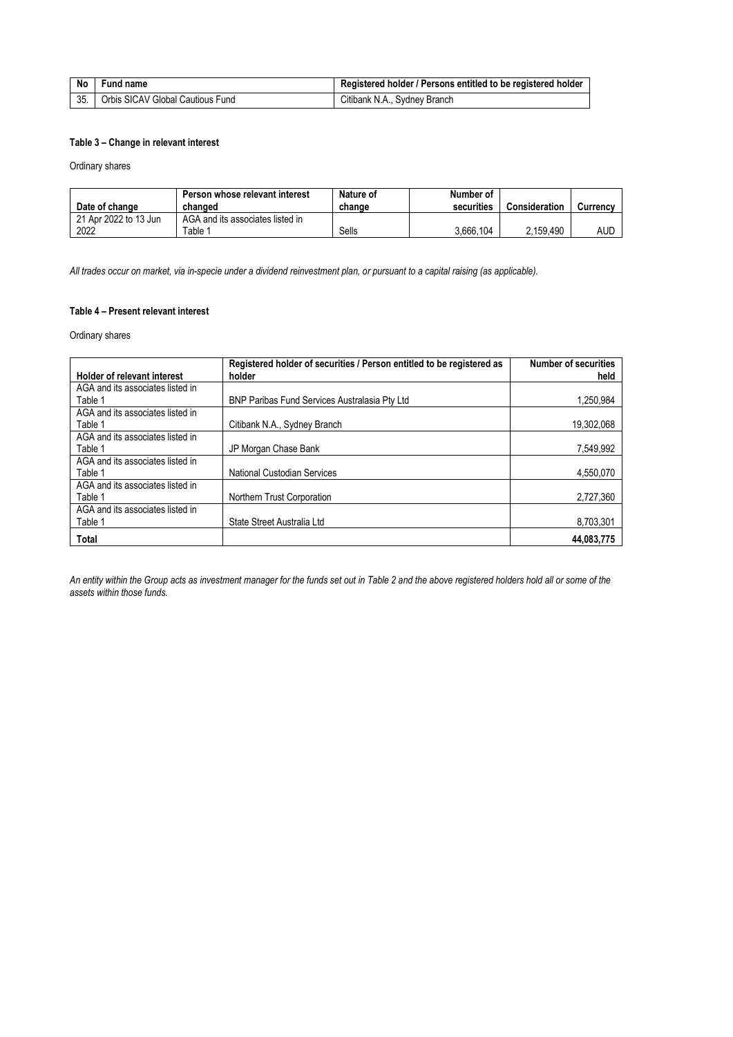| No | Fund name | Registered holder / Persons entitled to be registered holder |
|---|---|---|
| 35. | Orbis SICAV Global Cautious Fund | Citibank N.A., Sydney Branch |

**Table 3 – Change in relevant interest**

Ordinary shares

| Date of change | Person whose relevant interest changed | Nature of change | Number of securities | Consideration | Currency |
|---|---|---|---|---|---|
| 21 Apr 2022 to 13 Jun 2022 | AGA and its associates listed in Table 1 | Sells | 3,666,104 | 2,159,490 | AUD |

*All trades occur on market, via in-specie under a dividend reinvestment plan, or pursuant to a capital raising (as applicable).*

**Table 4 – Present relevant interest**

Ordinary shares

| Holder of relevant interest | Registered holder of securities / Person entitled to be registered as holder | Number of securities held |
|---|---|---|
| AGA and its associates listed in Table 1 | BNP Paribas Fund Services Australasia Pty Ltd | 1,250,984 |
| AGA and its associates listed in Table 1 | Citibank N.A., Sydney Branch | 19,302,068 |
| AGA and its associates listed in Table 1 | JP Morgan Chase Bank | 7,549,992 |
| AGA and its associates listed in Table 1 | National Custodian Services | 4,550,070 |
| AGA and its associates listed in Table 1 | Northern Trust Corporation | 2,727,360 |
| AGA and its associates listed in Table 1 | State Street Australia Ltd | 8,703,301 |
| **Total** | | **44,083,775** |

*An entity within the Group acts as investment manager for the funds set out in Table 2 and the above registered holders hold all or some of the assets within those funds.*